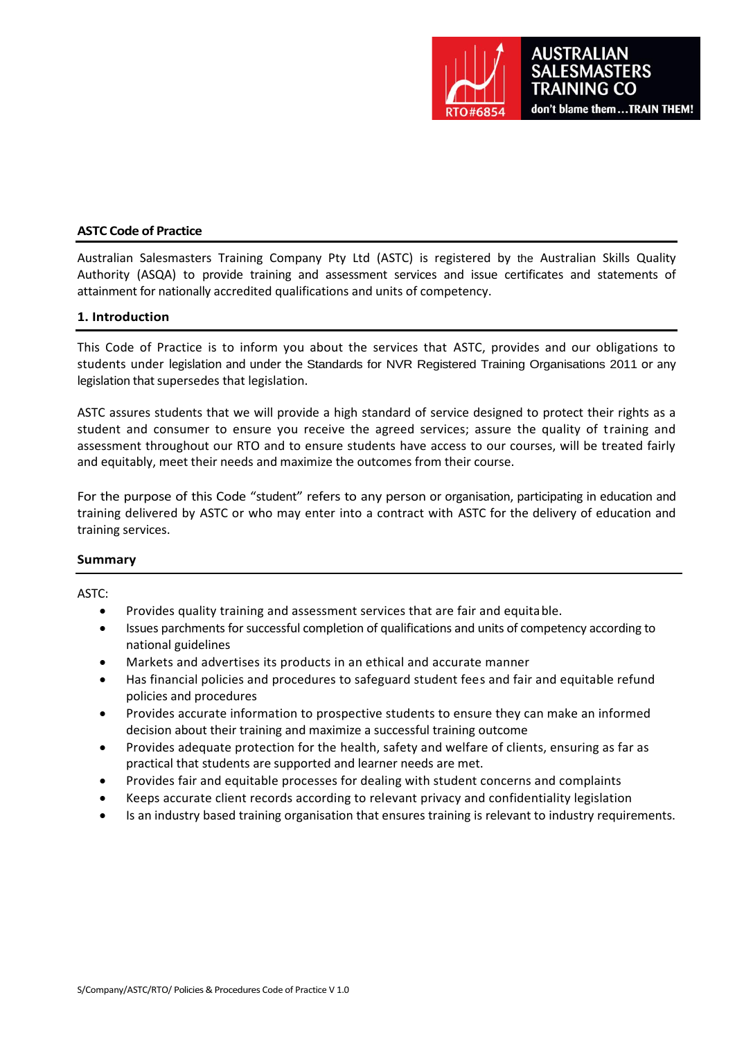## ASTC Code of Practice

Australian Salesmasters Training Company Pty Ltd (ASTC) is registered by the Australian Skills Quality Authority (ASQA) to provide training and assessment services and issue certificates and statements of attainment for nationally accredited qualifications and units of competency.

### 1. Introduction

This Code of Practice is to inform you about the services that ASTC, provides and our obligations to students under legislation and under the Standards for NVR Registered Training Organisations 2011 or any legislation that supersedes that legislation.

ASTC assures students that we will provide a high standard of service designed to protect their rights as a student and consumer to ensure you receive the agreed services; assure the quality of training and assessment throughout our RTO and to ensure students have access to our courses, will be treated fairly and equitably, meet their needs and maximize the outcomes from their course.

For the purpose of this Code "student" refers to any person or organisation, participating in education and training delivered by ASTC or who may enter into a contract with ASTC for the delivery of education and training services.

### Summary

ASTC:

- Provides quality training and assessment services that are fair and equitable.
- Issues parchments for successful completion of qualifications and units of competency according to national guidelines
- Markets and advertises its products in an ethical and accurate manner
- Has financial policies and procedures to safeguard student fees and fair and equitable refund policies and procedures
- Provides accurate information to prospective students to ensure they can make an informed decision about their training and maximize a successful training outcome
- Provides adequate protection for the health, safety and welfare of clients, ensuring as far as practical that students are supported and learner needs are met.
- Provides fair and equitable processes for dealing with student concerns and complaints
- Keeps accurate client records according to relevant privacy and confidentiality legislation
- Is an industry based training organisation that ensures training is relevant to industry requirements.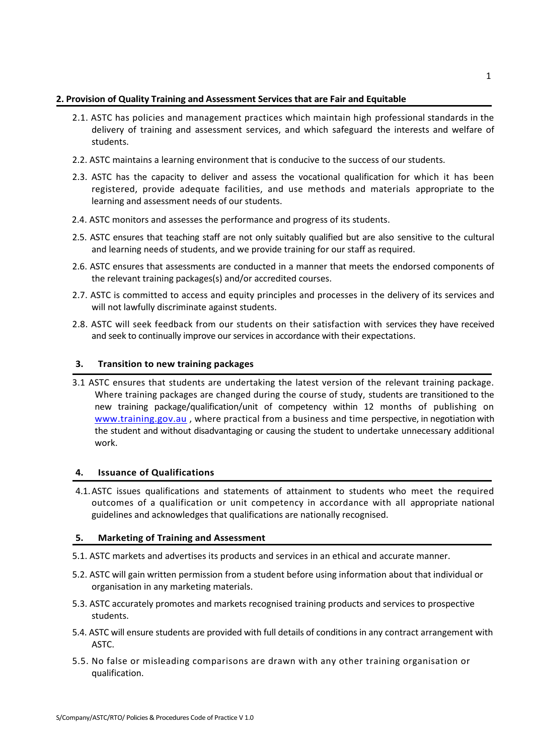## 2. Provision of Quality Training and Assessment Services that are Fair and Equitable

2.1. ASTC has policies and management practices which maintain high professional standards in the delivery of training and assessment services, and which safeguard the interests and welfare of students.

2.2. ASTC maintains a learning environment that is conducive to the success of our students.

2.3. ASTC has the capacity to deliver and assess the vocational qualification for which it has been registered, provide adequate facilities, and use methods and materials appropriate to the learning and assessment needs of our students.

2.4. ASTC monitors and assesses the performance and progress of its students.

2.5. ASTC ensures that teaching staff are not only suitably qualified but are also sensitive to the cultural and learning needs of students, and we provide training for our staff as required.

2.6. ASTC ensures that assessments are conducted in a manner that meets the endorsed components of the relevant training packages(s) and/or accredited courses.

2.7. ASTC is committed to access and equity principles and processes in the delivery of its services and will not lawfully discriminate against students.

2.8. ASTC will seek feedback from our students on their satisfaction with services they have received and seek to continually improve our services in accordance with their expectations.

## 3. Transition to new training packages

3.1 ASTC ensures that students are undertaking the latest version of the relevant training package. Where training packages are changed during the course of study, students are transitioned to the new training package/qualification/unit of competency within 12 months of publishing on www.training.gov.au , where practical from a business and time perspective, in negotiation with the student and without disadvantaging or causing the student to undertake unnecessary additional work.

## 4. Issuance of Qualifications

4.1. ASTC issues qualifications and statements of attainment to students who meet the required outcomes of a qualification or unit competency in accordance with all appropriate national guidelines and acknowledges that qualifications are nationally recognised.

## 5. Marketing of Training and Assessment

5.1. ASTC markets and advertises its products and services in an ethical and accurate manner.

5.2. ASTC will gain written permission from a student before using information about that individual or organisation in any marketing materials.

5.3. ASTC accurately promotes and markets recognised training products and services to prospective students.

5.4. ASTC will ensure students are provided with full details of conditions in any contract arrangement with ASTC.

5.5. No false or misleading comparisons are drawn with any other training organisation or qualification.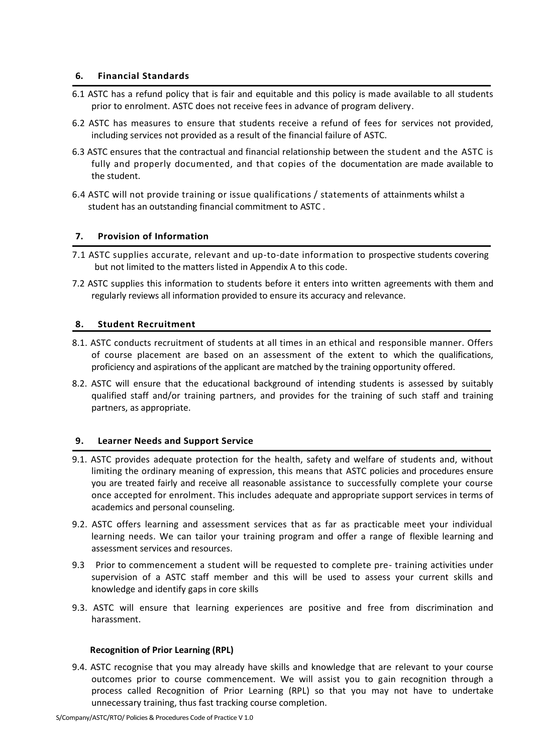## 6. Financial Standards

6.1 ASTC has a refund policy that is fair and equitable and this policy is made available to all students prior to enrolment. ASTC does not receive fees in advance of program delivery.

6.2 ASTC has measures to ensure that students receive a refund of fees for services not provided, including services not provided as a result of the financial failure of ASTC.

6.3 ASTC ensures that the contractual and financial relationship between the student and the ASTC is fully and properly documented, and that copies of the documentation are made available to the student.

6.4 ASTC will not provide training or issue qualifications / statements of attainments whilst a student has an outstanding financial commitment to ASTC .

## 7. Provision of Information

7.1 ASTC supplies accurate, relevant and up-to-date information to prospective students covering but not limited to the matters listed in Appendix A to this code.

7.2 ASTC supplies this information to students before it enters into written agreements with them and regularly reviews all information provided to ensure its accuracy and relevance.

## 8. Student Recruitment

8.1. ASTC conducts recruitment of students at all times in an ethical and responsible manner. Offers of course placement are based on an assessment of the extent to which the qualifications, proficiency and aspirations of the applicant are matched by the training opportunity offered.

8.2. ASTC will ensure that the educational background of intending students is assessed by suitably qualified staff and/or training partners, and provides for the training of such staff and training partners, as appropriate.

## 9. Learner Needs and Support Service

9.1. ASTC provides adequate protection for the health, safety and welfare of students and, without limiting the ordinary meaning of expression, this means that ASTC policies and procedures ensure you are treated fairly and receive all reasonable assistance to successfully complete your course once accepted for enrolment. This includes adequate and appropriate support services in terms of academics and personal counseling.

9.2. ASTC offers learning and assessment services that as far as practicable meet your individual learning needs. We can tailor your training program and offer a range of flexible learning and assessment services and resources.

9.3 Prior to commencement a student will be requested to complete pre- training activities under supervision of a ASTC staff member and this will be used to assess your current skills and knowledge and identify gaps in core skills

9.3. ASTC will ensure that learning experiences are positive and free from discrimination and harassment.

### Recognition of Prior Learning (RPL)

9.4. ASTC recognise that you may already have skills and knowledge that are relevant to your course outcomes prior to course commencement. We will assist you to gain recognition through a process called Recognition of Prior Learning (RPL) so that you may not have to undertake unnecessary training, thus fast tracking course completion.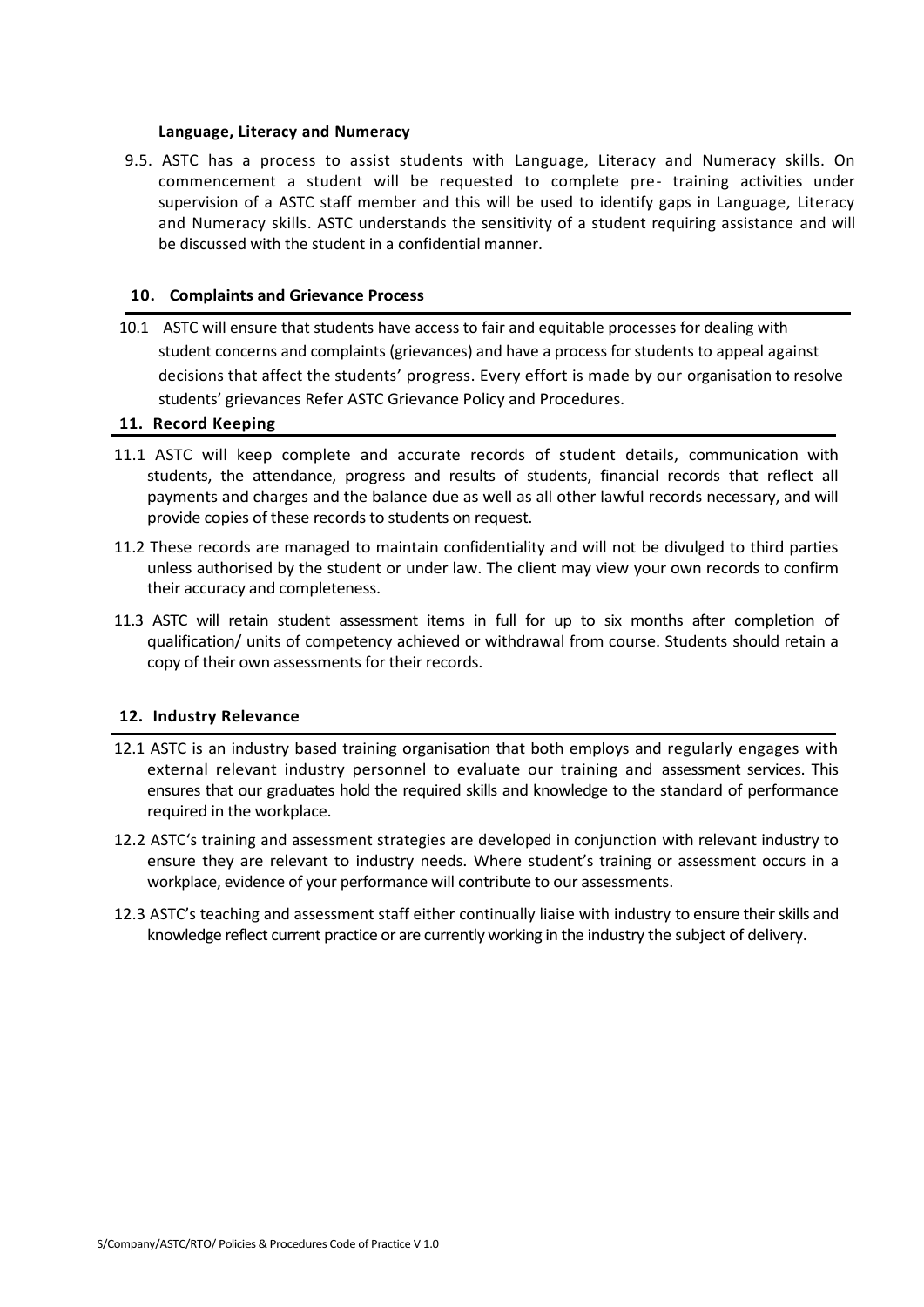**Language, Literacy and Numeracy**

9.5. ASTC has a process to assist students with Language, Literacy and Numeracy skills. On commencement a student will be requested to complete pre- training activities under supervision of a ASTC staff member and this will be used to identify gaps in Language, Literacy and Numeracy skills. ASTC understands the sensitivity of a student requiring assistance and will be discussed with the student in a confidential manner.

## 10. Complaints and Grievance Process

10.1 ASTC will ensure that students have access to fair and equitable processes for dealing with student concerns and complaints (grievances) and have a process for students to appeal against decisions that affect the students' progress. Every effort is made by our organisation to resolve students' grievances Refer ASTC Grievance Policy and Procedures.

## 11. Record Keeping

11.1 ASTC will keep complete and accurate records of student details, communication with students, the attendance, progress and results of students, financial records that reflect all payments and charges and the balance due as well as all other lawful records necessary, and will provide copies of these records to students on request.

11.2 These records are managed to maintain confidentiality and will not be divulged to third parties unless authorised by the student or under law. The client may view your own records to confirm their accuracy and completeness.

11.3 ASTC will retain student assessment items in full for up to six months after completion of qualification/ units of competency achieved or withdrawal from course. Students should retain a copy of their own assessments for their records.

## 12. Industry Relevance

12.1 ASTC is an industry based training organisation that both employs and regularly engages with external relevant industry personnel to evaluate our training and assessment services. This ensures that our graduates hold the required skills and knowledge to the standard of performance required in the workplace.

12.2 ASTC's training and assessment strategies are developed in conjunction with relevant industry to ensure they are relevant to industry needs. Where student's training or assessment occurs in a workplace, evidence of your performance will contribute to our assessments.

12.3 ASTC's teaching and assessment staff either continually liaise with industry to ensure their skills and knowledge reflect current practice or are currently working in the industry the subject of delivery.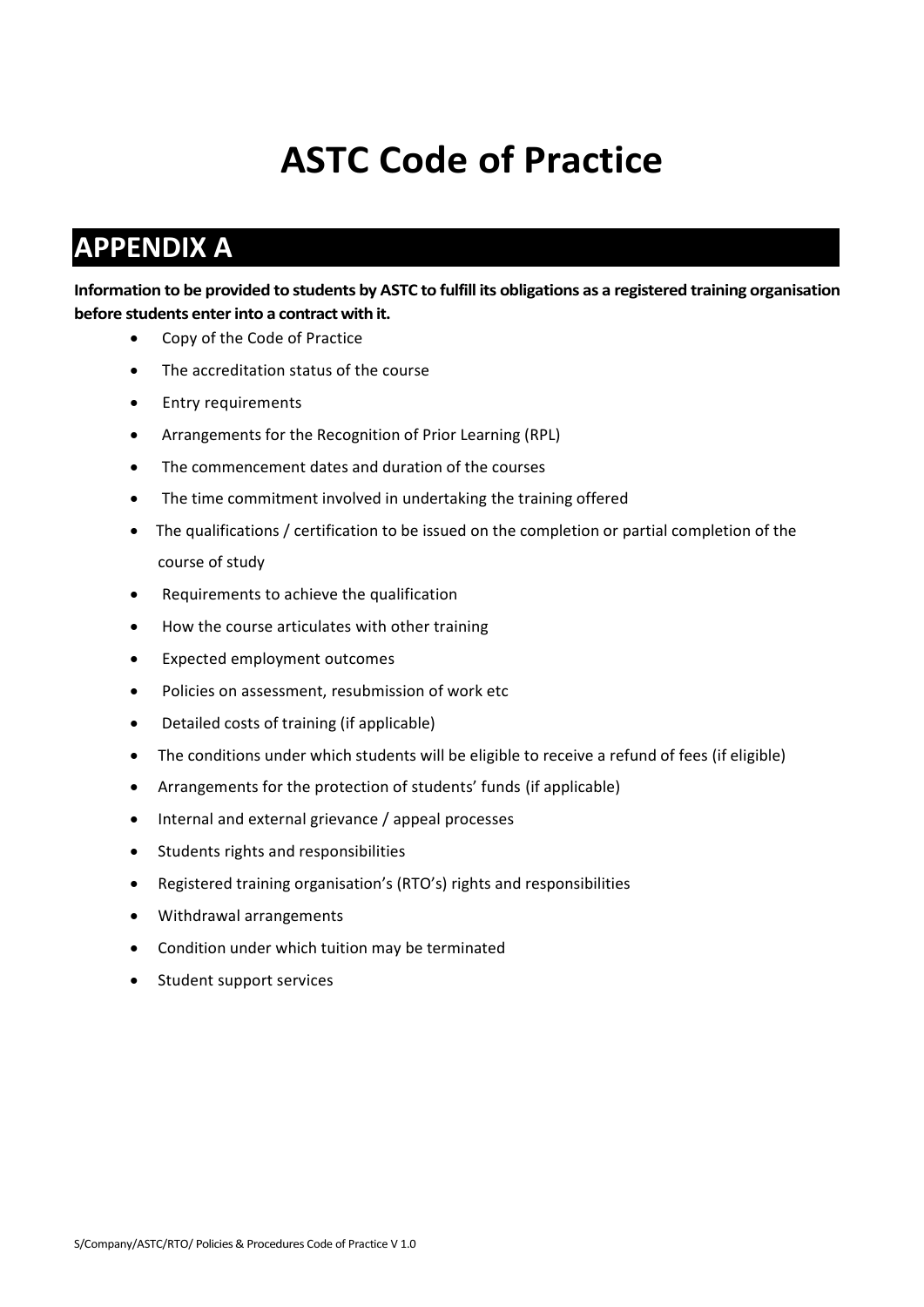# ASTC Code of Practice

## APPENDIX A

**Information to be provided to students by ASTC to fulfill its obligations as a registered training organisation before students enter into a contract with it.**

- Copy of the Code of Practice
- The accreditation status of the course
- Entry requirements
- Arrangements for the Recognition of Prior Learning (RPL)
- The commencement dates and duration of the courses
- The time commitment involved in undertaking the training offered
- The qualifications / certification to be issued on the completion or partial completion of the course of study
- Requirements to achieve the qualification
- How the course articulates with other training
- Expected employment outcomes
- Policies on assessment, resubmission of work etc
- Detailed costs of training (if applicable)
- The conditions under which students will be eligible to receive a refund of fees (if eligible)
- Arrangements for the protection of students' funds (if applicable)
- Internal and external grievance / appeal processes
- Students rights and responsibilities
- Registered training organisation's (RTO's) rights and responsibilities
- Withdrawal arrangements
- Condition under which tuition may be terminated
- Student support services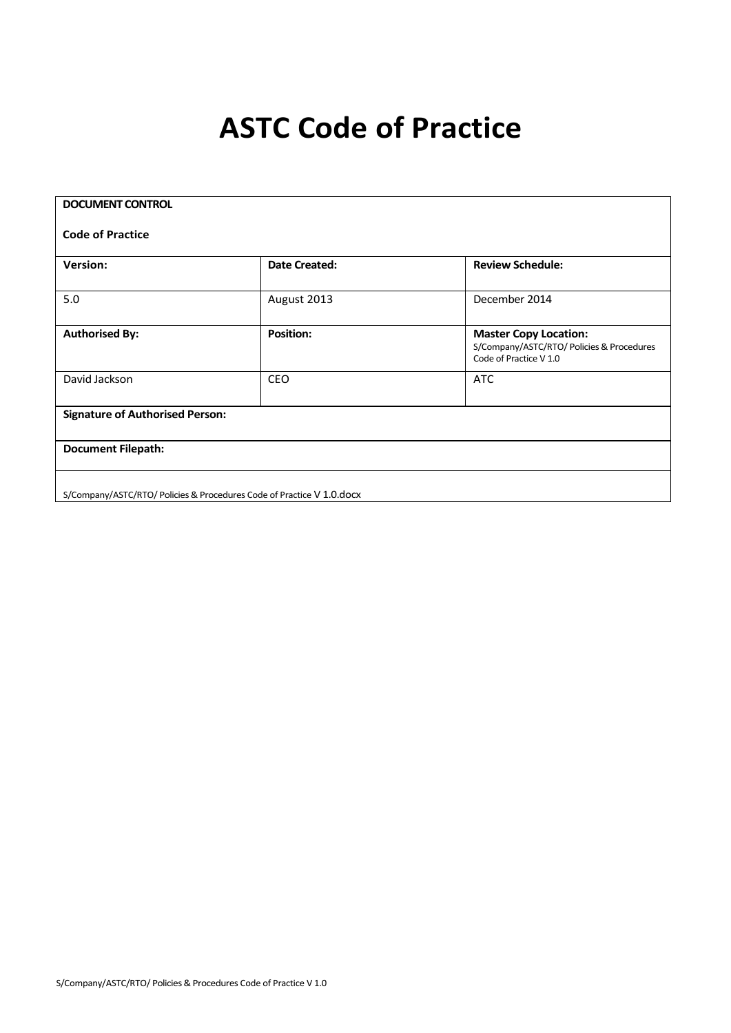# ASTC Code of Practice

| | | |
|---|---|---|
| **DOCUMENT CONTROL**<br><br>**Code of Practice** | | |
| **Version:** | **Date Created:** | **Review Schedule:** |
| 5.0 | August 2013 | December 2014 |
| **Authorised By:** | **Position:** | **Master Copy Location:**<br>S/Company/ASTC/RTO/ Policies & Procedures Code of Practice V 1.0 |
| David Jackson | CEO | ATC |
| **Signature of Authorised Person:** | | |
| **Document Filepath:** | | |
| S/Company/ASTC/RTO/ Policies & Procedures Code of Practice V 1.0.docx | | |